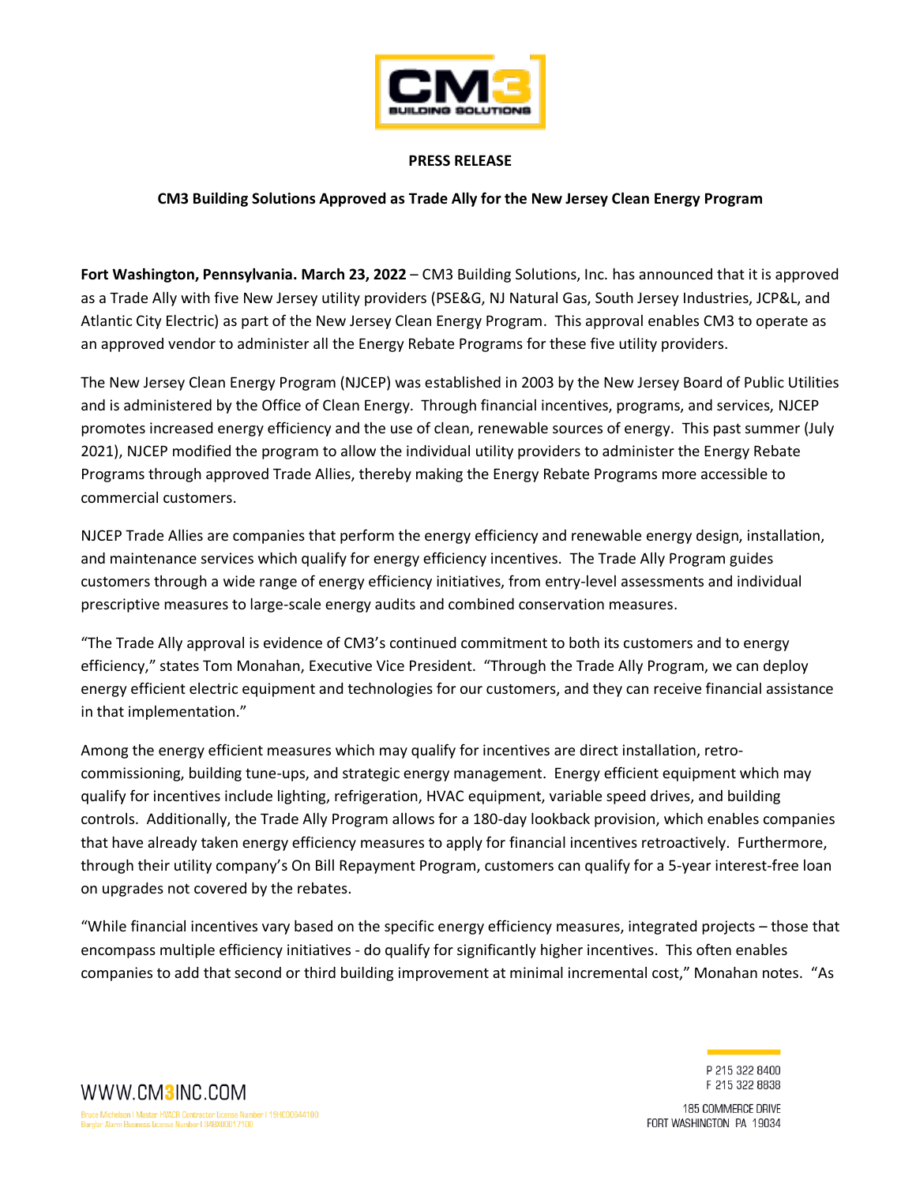**PRESS RELEASE**

**CM3 Building Solutions Approved as Trade Ally for the New Jersey Clean Energy Program**

**Fort Washington, Pennsylvania. March 23, 2022** – CM3 Building Solutions, Inc. has announced that it is approved as a Trade Ally with five New Jersey utility providers (PSE&G, NJ Natural Gas, South Jersey Industries, JCP&L, and Atlantic City Electric) as part of the New Jersey Clean Energy Program. This approval enables CM3 to operate as an approved vendor to administer all the Energy Rebate Programs for these five utility providers.

The New Jersey Clean Energy Program (NJCEP) was established in 2003 by the New Jersey Board of Public Utilities and is administered by the Office of Clean Energy. Through financial incentives, programs, and services, NJCEP promotes increased energy efficiency and the use of clean, renewable sources of energy. This past summer (July 2021), NJCEP modified the program to allow the individual utility providers to administer the Energy Rebate Programs through approved Trade Allies, thereby making the Energy Rebate Programs more accessible to commercial customers.

NJCEP Trade Allies are companies that perform the energy efficiency and renewable energy design, installation, and maintenance services which qualify for energy efficiency incentives. The Trade Ally Program guides customers through a wide range of energy efficiency initiatives, from entry-level assessments and individual prescriptive measures to large-scale energy audits and combined conservation measures.

"The Trade Ally approval is evidence of CM3's continued commitment to both its customers and to energy efficiency," states Tom Monahan, Executive Vice President. "Through the Trade Ally Program, we can deploy energy efficient electric equipment and technologies for our customers, and they can receive financial assistance in that implementation."

Among the energy efficient measures which may qualify for incentives are direct installation, retro-commissioning, building tune-ups, and strategic energy management. Energy efficient equipment which may qualify for incentives include lighting, refrigeration, HVAC equipment, variable speed drives, and building controls. Additionally, the Trade Ally Program allows for a 180-day lookback provision, which enables companies that have already taken energy efficiency measures to apply for financial incentives retroactively. Furthermore, through their utility company's On Bill Repayment Program, customers can qualify for a 5-year interest-free loan on upgrades not covered by the rebates.

"While financial incentives vary based on the specific energy efficiency measures, integrated projects – those that encompass multiple efficiency initiatives - do qualify for significantly higher incentives. This often enables companies to add that second or third building improvement at minimal incremental cost," Monahan notes. "As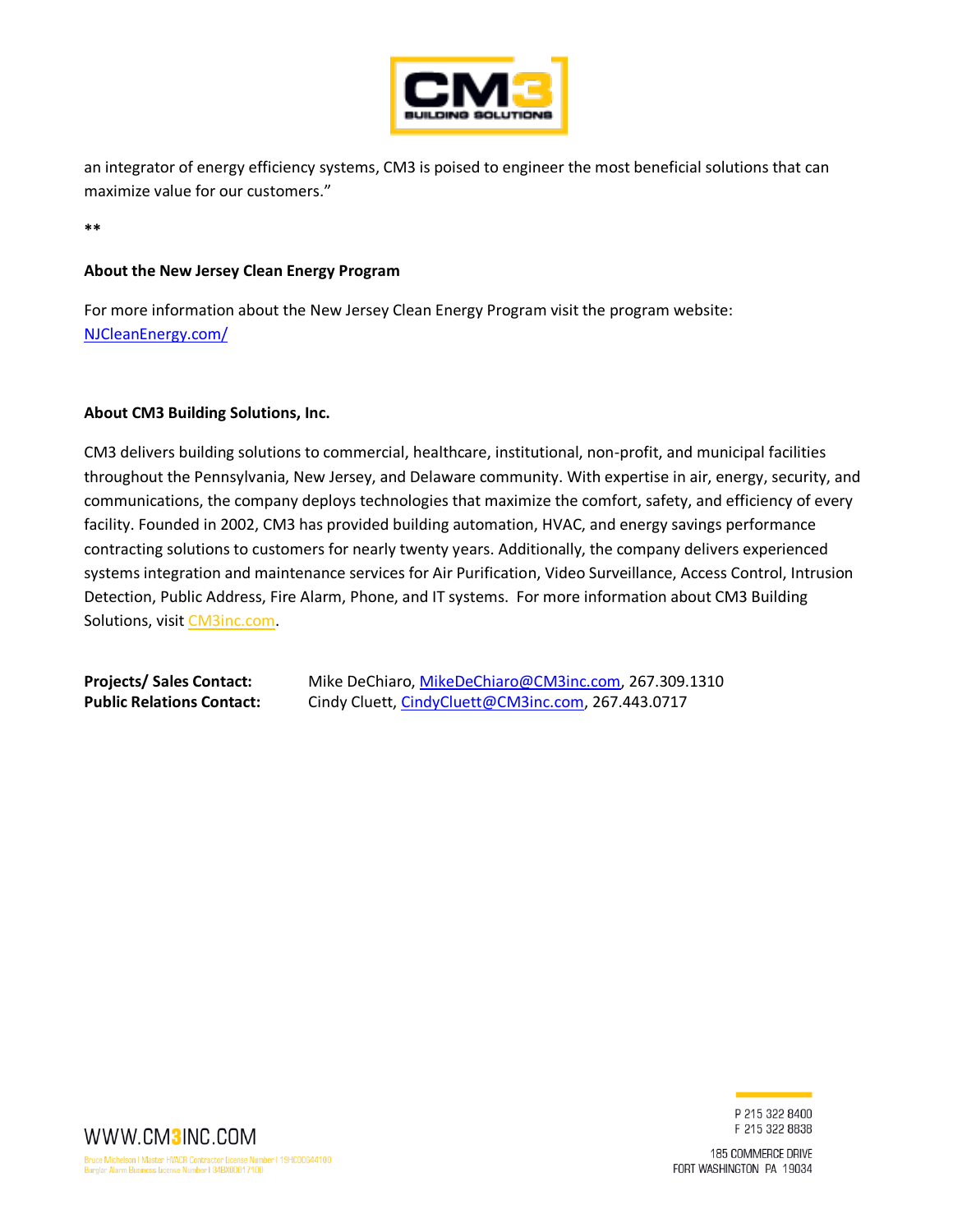an integrator of energy efficiency systems, CM3 is poised to engineer the most beneficial solutions that can maximize value for our customers."

**

**About the New Jersey Clean Energy Program**

For more information about the New Jersey Clean Energy Program visit the program website: NJCleanEnergy.com/

**About CM3 Building Solutions, Inc.**

CM3 delivers building solutions to commercial, healthcare, institutional, non-profit, and municipal facilities throughout the Pennsylvania, New Jersey, and Delaware community. With expertise in air, energy, security, and communications, the company deploys technologies that maximize the comfort, safety, and efficiency of every facility. Founded in 2002, CM3 has provided building automation, HVAC, and energy savings performance contracting solutions to customers for nearly twenty years. Additionally, the company delivers experienced systems integration and maintenance services for Air Purification, Video Surveillance, Access Control, Intrusion Detection, Public Address, Fire Alarm, Phone, and IT systems. For more information about CM3 Building Solutions, visit CM3inc.com.

**Projects/ Sales Contact:** Mike DeChiaro, MikeDeChiaro@CM3inc.com, 267.309.1310
**Public Relations Contact:** Cindy Cluett, CindyCluett@CM3inc.com, 267.443.0717

WWW.CM3INC.COM
Bruce Michelson | Master HVACR Contractor License Number | 19HC00544100
Burglar Alarm Business License Number | 34BX00017100

P 215 322 8400
F 215 322 8838
185 COMMERCE DRIVE
FORT WASHINGTON PA 19034